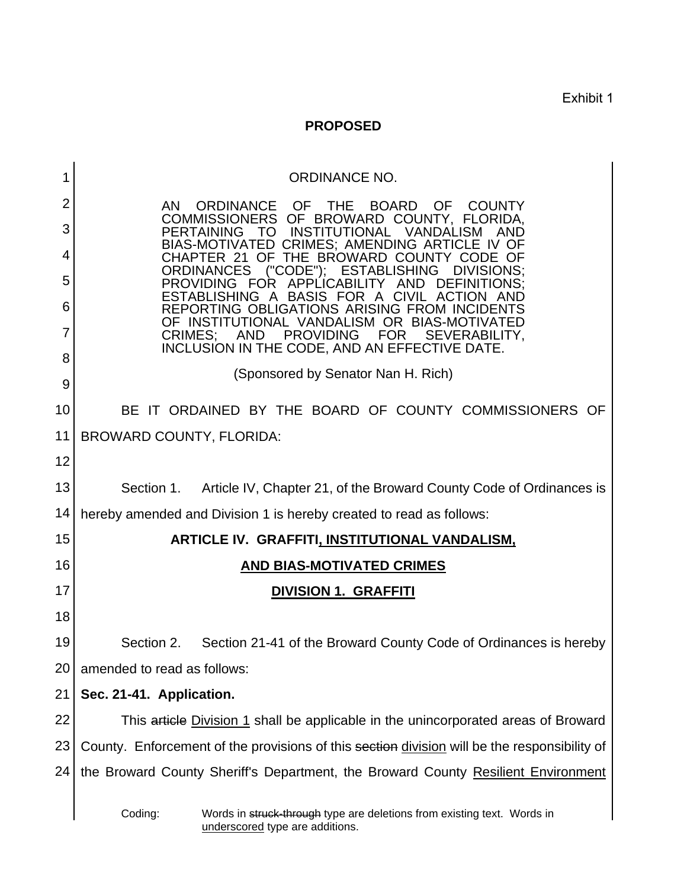Exhibit 1

**PROPOSED**

ORDINANCE NO.

AN ORDINANCE OF THE BOARD OF COUNTY COMMISSIONERS OF BROWARD COUNTY, FLORIDA, PERTAINING TO INSTITUTIONAL VANDALISM AND BIAS-MOTIVATED CRIMES; AMENDING ARTICLE IV OF CHAPTER 21 OF THE BROWARD COUNTY CODE OF ORDINANCES ("CODE"); ESTABLISHING DIVISIONS; PROVIDING FOR APPLICABILITY AND DEFINITIONS; ESTABLISHING A BASIS FOR A CIVIL ACTION AND REPORTING OBLIGATIONS ARISING FROM INCIDENTS OF INSTITUTIONAL VANDALISM OR BIAS-MOTIVATED CRIMES; AND PROVIDING FOR SEVERABILITY, INCLUSION IN THE CODE, AND AN EFFECTIVE DATE.

(Sponsored by Senator Nan H. Rich)

BE IT ORDAINED BY THE BOARD OF COUNTY COMMISSIONERS OF BROWARD COUNTY, FLORIDA:

Section 1. Article IV, Chapter 21, of the Broward County Code of Ordinances is hereby amended and Division 1 is hereby created to read as follows:

**ARTICLE IV. GRAFFITI<u>, INSTITUTIONAL VANDALISM,</u>**

**<u>AND BIAS-MOTIVATED CRIMES</u>**

**<u>DIVISION 1. GRAFFITI</u>**

Section 2. Section 21-41 of the Broward County Code of Ordinances is hereby amended to read as follows:

**Sec. 21-41. Application.**

This ~~article~~ <u>Division 1</u> shall be applicable in the unincorporated areas of Broward County. Enforcement of the provisions of this ~~section~~ <u>division</u> will be the responsibility of the Broward County Sheriff's Department, the Broward County <u>Resilient Environment</u>

Coding: Words in ~~struck-through~~ type are deletions from existing text. Words in <u>underscored</u> type are additions.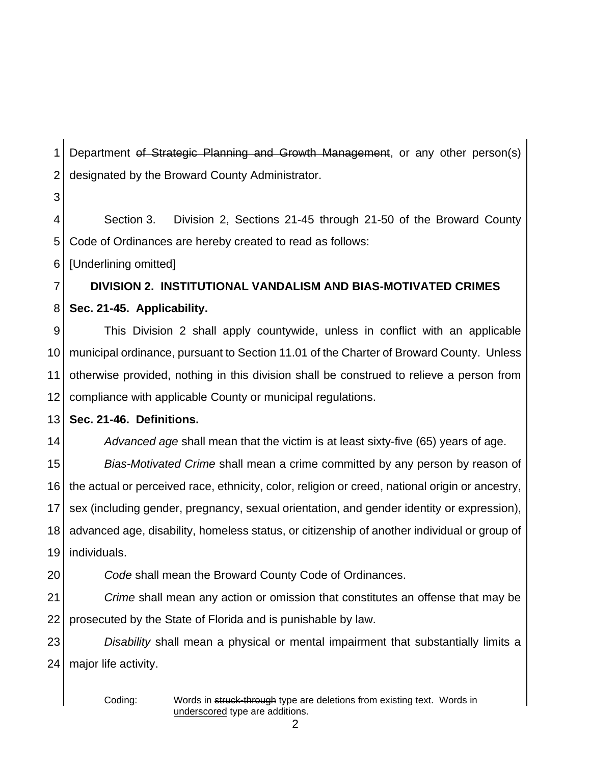Department ~~of Strategic Planning and Growth Management~~, or any other person(s) designated by the Broward County Administrator.

Section 3. Division 2, Sections 21-45 through 21-50 of the Broward County Code of Ordinances are hereby created to read as follows:

[Underlining omitted]

**DIVISION 2. INSTITUTIONAL VANDALISM AND BIAS-MOTIVATED CRIMES**

**Sec. 21-45. Applicability.**

This Division 2 shall apply countywide, unless in conflict with an applicable municipal ordinance, pursuant to Section 11.01 of the Charter of Broward County. Unless otherwise provided, nothing in this division shall be construed to relieve a person from compliance with applicable County or municipal regulations.

**Sec. 21-46. Definitions.**

*Advanced age* shall mean that the victim is at least sixty-five (65) years of age.

*Bias-Motivated Crime* shall mean a crime committed by any person by reason of the actual or perceived race, ethnicity, color, religion or creed, national origin or ancestry, sex (including gender, pregnancy, sexual orientation, and gender identity or expression), advanced age, disability, homeless status, or citizenship of another individual or group of individuals.

*Code* shall mean the Broward County Code of Ordinances.

*Crime* shall mean any action or omission that constitutes an offense that may be prosecuted by the State of Florida and is punishable by law.

*Disability* shall mean a physical or mental impairment that substantially limits a major life activity.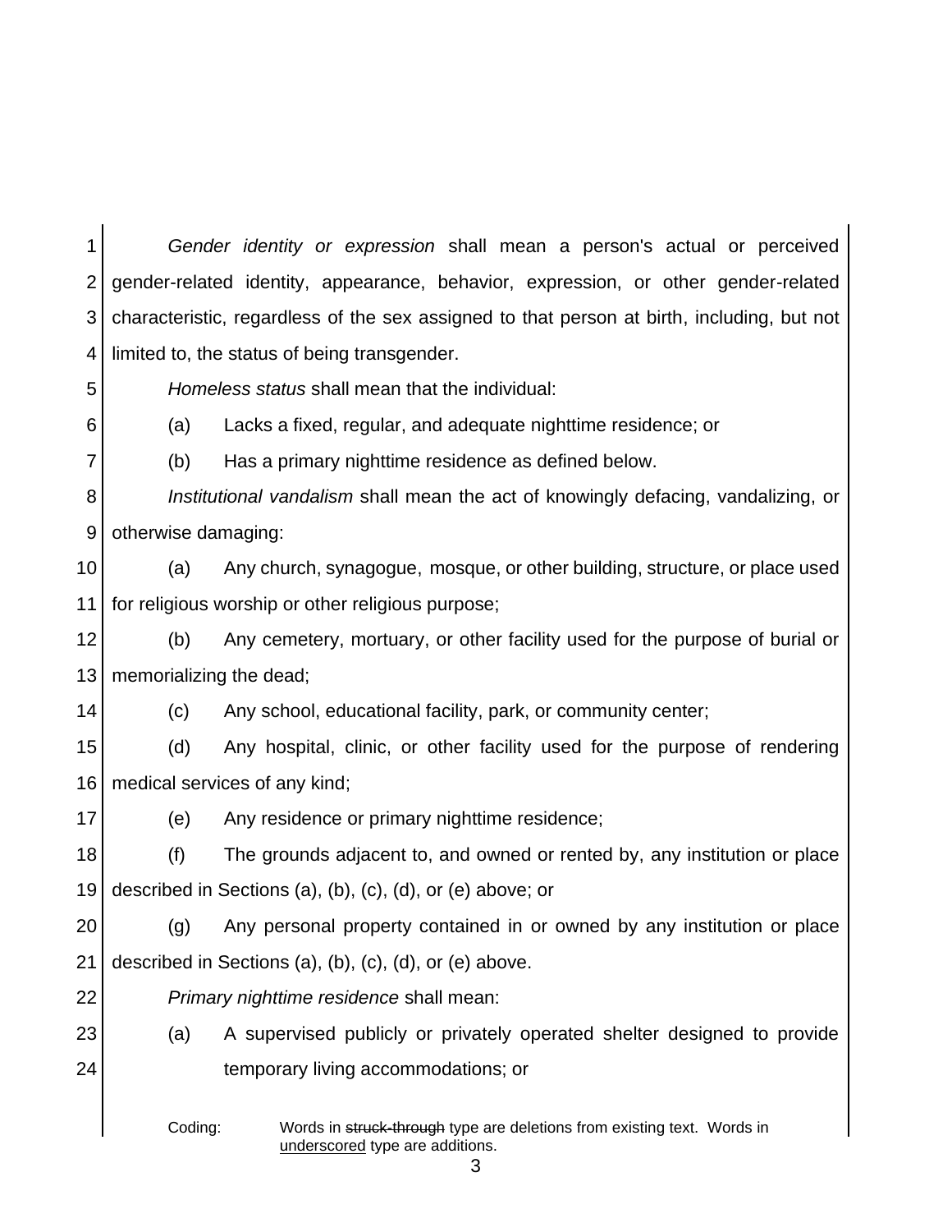*Gender identity or expression* shall mean a person's actual or perceived gender-related identity, appearance, behavior, expression, or other gender-related characteristic, regardless of the sex assigned to that person at birth, including, but not limited to, the status of being transgender.

*Homeless status* shall mean that the individual:

(a) Lacks a fixed, regular, and adequate nighttime residence; or

(b) Has a primary nighttime residence as defined below.

*Institutional vandalism* shall mean the act of knowingly defacing, vandalizing, or otherwise damaging:

(a) Any church, synagogue, mosque, or other building, structure, or place used for religious worship or other religious purpose;

(b) Any cemetery, mortuary, or other facility used for the purpose of burial or memorializing the dead;

(c) Any school, educational facility, park, or community center;

(d) Any hospital, clinic, or other facility used for the purpose of rendering medical services of any kind;

(e) Any residence or primary nighttime residence;

(f) The grounds adjacent to, and owned or rented by, any institution or place described in Sections (a), (b), (c), (d), or (e) above; or

(g) Any personal property contained in or owned by any institution or place described in Sections (a), (b), (c), (d), or (e) above.

*Primary nighttime residence* shall mean:

(a) A supervised publicly or privately operated shelter designed to provide temporary living accommodations; or

Coding: Words in ~~struck-through~~ type are deletions from existing text. Words in underscored type are additions.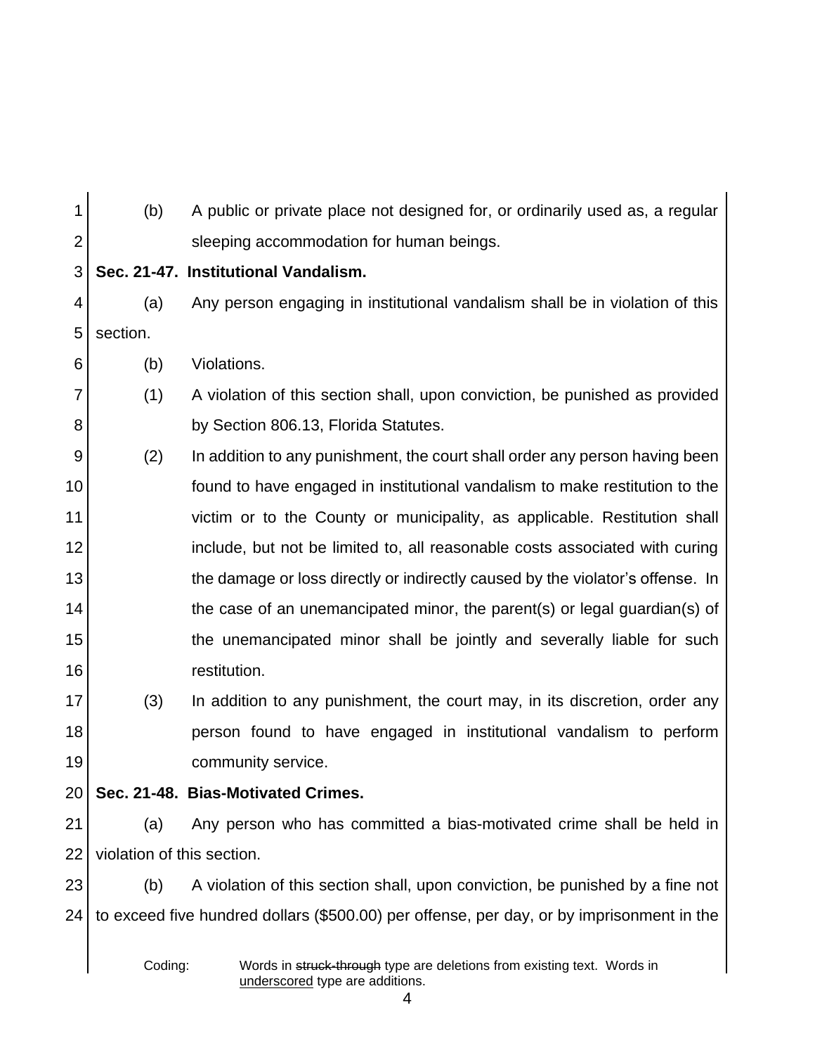(b) A public or private place not designed for, or ordinarily used as, a regular sleeping accommodation for human beings.

**Sec. 21-47. Institutional Vandalism.**

(a) Any person engaging in institutional vandalism shall be in violation of this section.

(b) Violations.

(1) A violation of this section shall, upon conviction, be punished as provided by Section 806.13, Florida Statutes.

(2) In addition to any punishment, the court shall order any person having been found to have engaged in institutional vandalism to make restitution to the victim or to the County or municipality, as applicable. Restitution shall include, but not be limited to, all reasonable costs associated with curing the damage or loss directly or indirectly caused by the violator's offense. In the case of an unemancipated minor, the parent(s) or legal guardian(s) of the unemancipated minor shall be jointly and severally liable for such restitution.

(3) In addition to any punishment, the court may, in its discretion, order any person found to have engaged in institutional vandalism to perform community service.

**Sec. 21-48. Bias-Motivated Crimes.**

(a) Any person who has committed a bias-motivated crime shall be held in violation of this section.

(b) A violation of this section shall, upon conviction, be punished by a fine not to exceed five hundred dollars ($500.00) per offense, per day, or by imprisonment in the

Coding: Words in ~~struck-through~~ type are deletions from existing text. Words in underscored type are additions.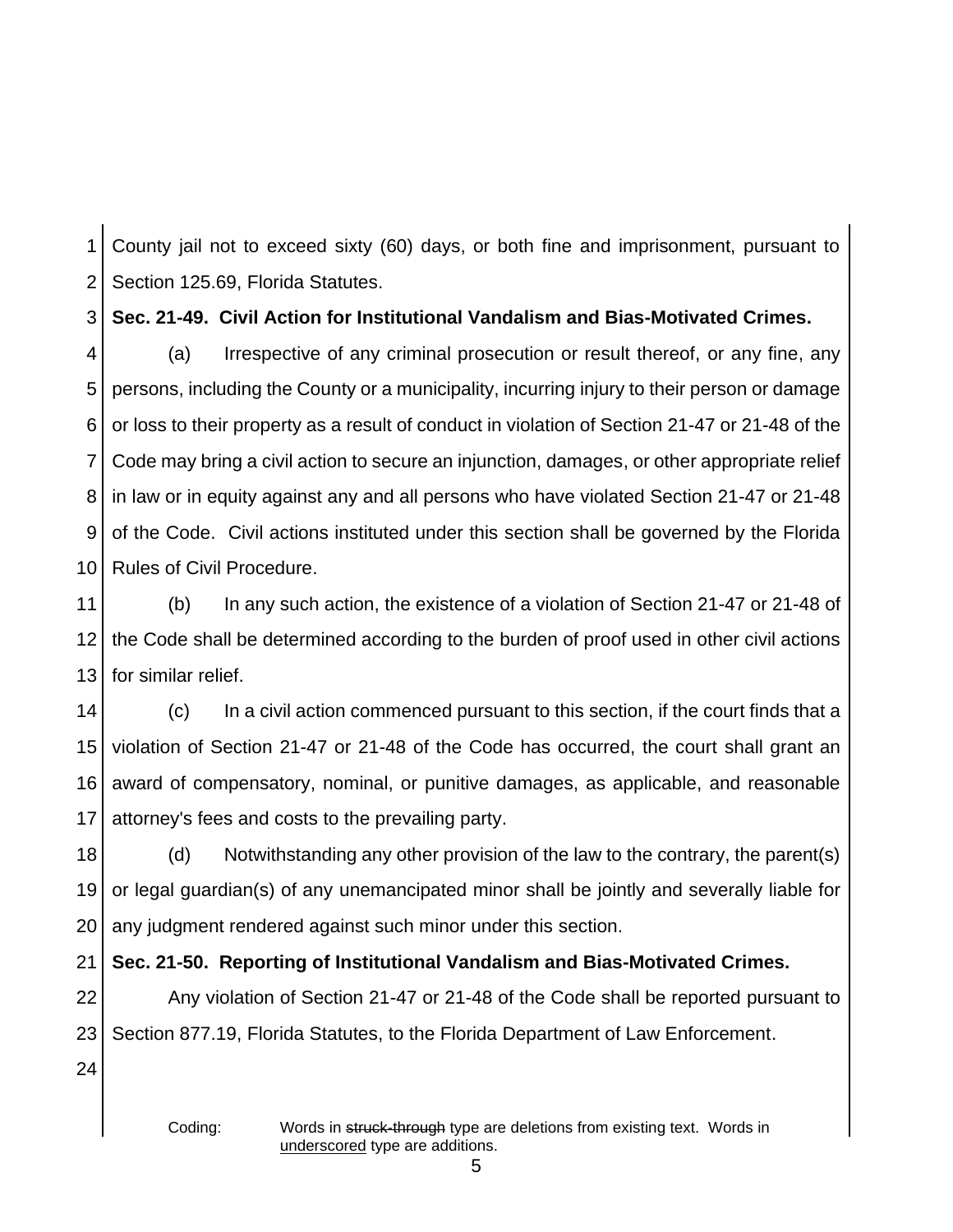County jail not to exceed sixty (60) days, or both fine and imprisonment, pursuant to Section 125.69, Florida Statutes.

**Sec. 21-49. Civil Action for Institutional Vandalism and Bias-Motivated Crimes.**

(a) Irrespective of any criminal prosecution or result thereof, or any fine, any persons, including the County or a municipality, incurring injury to their person or damage or loss to their property as a result of conduct in violation of Section 21-47 or 21-48 of the Code may bring a civil action to secure an injunction, damages, or other appropriate relief in law or in equity against any and all persons who have violated Section 21-47 or 21-48 of the Code. Civil actions instituted under this section shall be governed by the Florida Rules of Civil Procedure.

(b) In any such action, the existence of a violation of Section 21-47 or 21-48 of the Code shall be determined according to the burden of proof used in other civil actions for similar relief.

(c) In a civil action commenced pursuant to this section, if the court finds that a violation of Section 21-47 or 21-48 of the Code has occurred, the court shall grant an award of compensatory, nominal, or punitive damages, as applicable, and reasonable attorney's fees and costs to the prevailing party.

(d) Notwithstanding any other provision of the law to the contrary, the parent(s) or legal guardian(s) of any unemancipated minor shall be jointly and severally liable for any judgment rendered against such minor under this section.

**Sec. 21-50. Reporting of Institutional Vandalism and Bias-Motivated Crimes.**

Any violation of Section 21-47 or 21-48 of the Code shall be reported pursuant to Section 877.19, Florida Statutes, to the Florida Department of Law Enforcement.

Coding: Words in ~~struck-through~~ type are deletions from existing text. Words in <u>underscored</u> type are additions.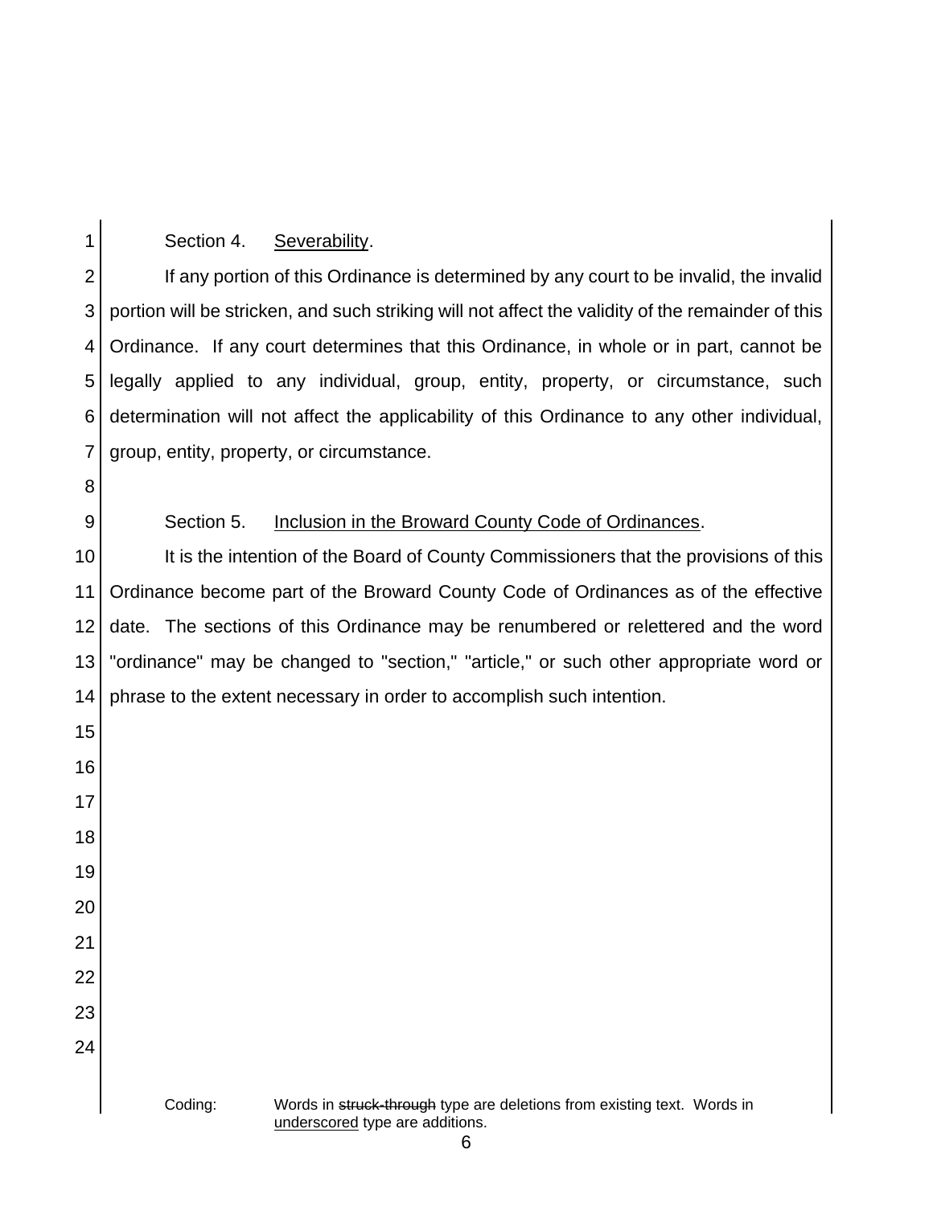Section 4. Severability.

If any portion of this Ordinance is determined by any court to be invalid, the invalid portion will be stricken, and such striking will not affect the validity of the remainder of this Ordinance. If any court determines that this Ordinance, in whole or in part, cannot be legally applied to any individual, group, entity, property, or circumstance, such determination will not affect the applicability of this Ordinance to any other individual, group, entity, property, or circumstance.

Section 5. Inclusion in the Broward County Code of Ordinances.

It is the intention of the Board of County Commissioners that the provisions of this Ordinance become part of the Broward County Code of Ordinances as of the effective date. The sections of this Ordinance may be renumbered or relettered and the word "ordinance" may be changed to "section," "article," or such other appropriate word or phrase to the extent necessary in order to accomplish such intention.

Coding: Words in ~~struck-through~~ type are deletions from existing text. Words in underscored type are additions.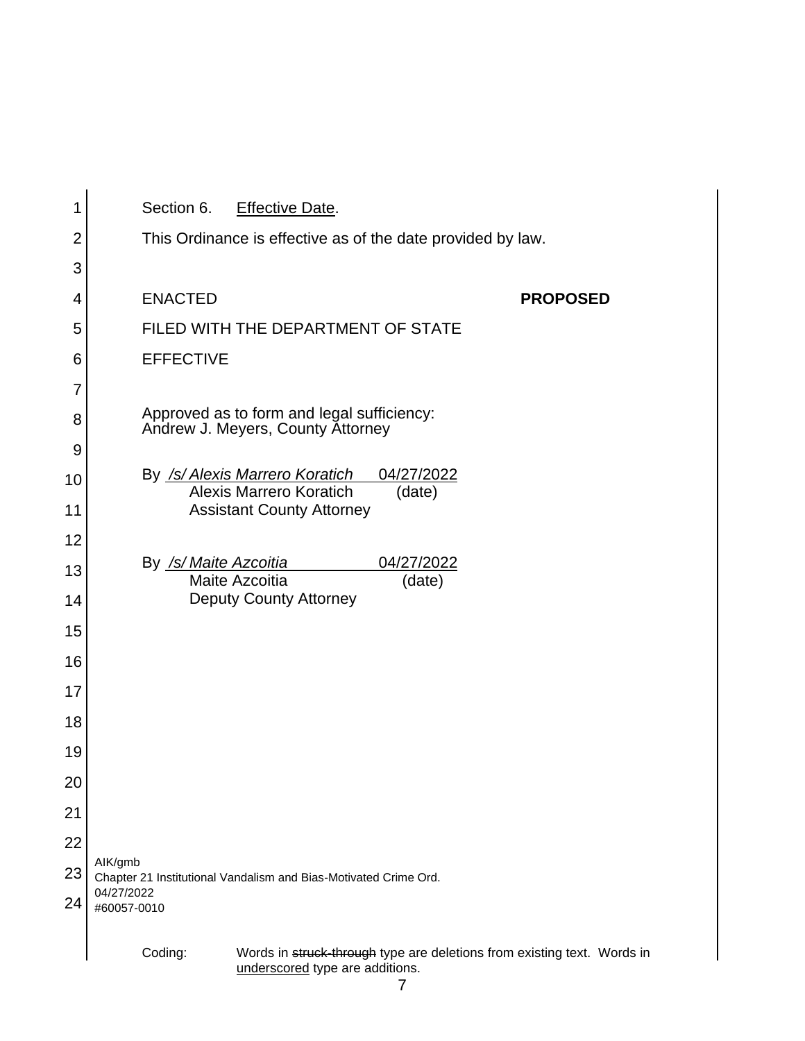Section 6. Effective Date.

This Ordinance is effective as of the date provided by law.

ENACTED **PROPOSED**

FILED WITH THE DEPARTMENT OF STATE

EFFECTIVE

Approved as to form and legal sufficiency:
Andrew J. Meyers, County Attorney

By */s/ Alexis Marrero Koratich* 04/27/2022
Alexis Marrero Koratich (date)
Assistant County Attorney

By */s/ Maite Azcoitia* 04/27/2022
Maite Azcoitia (date)
Deputy County Attorney

AIK/gmb
Chapter 21 Institutional Vandalism and Bias-Motivated Crime Ord.
04/27/2022
#60057-0010

Coding: Words in ~~struck-through~~ type are deletions from existing text. Words in underscored type are additions.